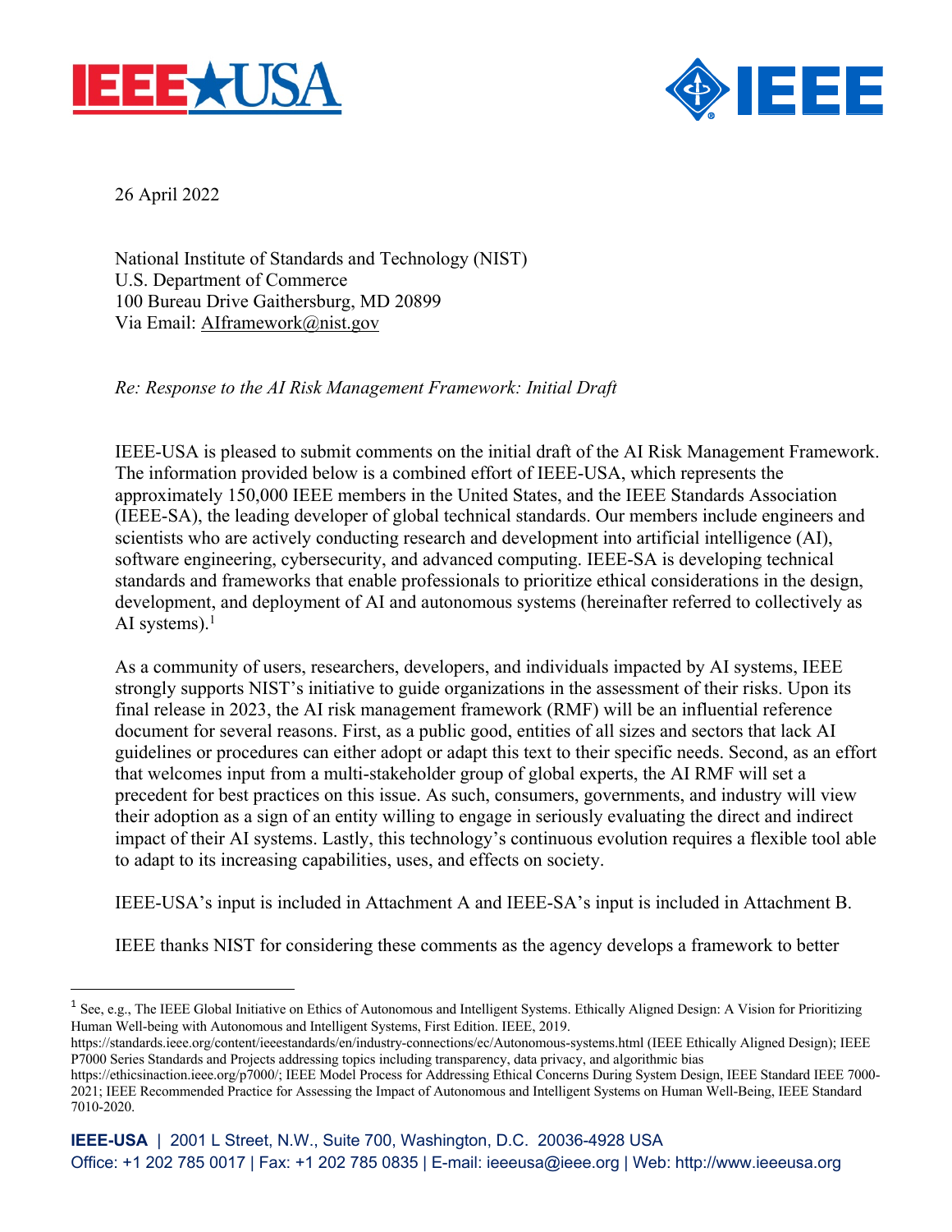26 April 2022

National Institute of Standards and Technology (NIST)
U.S. Department of Commerce
100 Bureau Drive Gaithersburg, MD 20899
Via Email: AIframework@nist.gov

*Re: Response to the AI Risk Management Framework: Initial Draft*

IEEE-USA is pleased to submit comments on the initial draft of the AI Risk Management Framework. The information provided below is a combined effort of IEEE-USA, which represents the approximately 150,000 IEEE members in the United States, and the IEEE Standards Association (IEEE-SA), the leading developer of global technical standards. Our members include engineers and scientists who are actively conducting research and development into artificial intelligence (AI), software engineering, cybersecurity, and advanced computing. IEEE-SA is developing technical standards and frameworks that enable professionals to prioritize ethical considerations in the design, development, and deployment of AI and autonomous systems (hereinafter referred to collectively as AI systems).[1]

As a community of users, researchers, developers, and individuals impacted by AI systems, IEEE strongly supports NIST's initiative to guide organizations in the assessment of their risks. Upon its final release in 2023, the AI risk management framework (RMF) will be an influential reference document for several reasons. First, as a public good, entities of all sizes and sectors that lack AI guidelines or procedures can either adopt or adapt this text to their specific needs. Second, as an effort that welcomes input from a multi-stakeholder group of global experts, the AI RMF will set a precedent for best practices on this issue. As such, consumers, governments, and industry will view their adoption as a sign of an entity willing to engage in seriously evaluating the direct and indirect impact of their AI systems. Lastly, this technology's continuous evolution requires a flexible tool able to adapt to its increasing capabilities, uses, and effects on society.

IEEE-USA's input is included in Attachment A and IEEE-SA's input is included in Attachment B.

IEEE thanks NIST for considering these comments as the agency develops a framework to better

---

[1] See, e.g., The IEEE Global Initiative on Ethics of Autonomous and Intelligent Systems. Ethically Aligned Design: A Vision for Prioritizing Human Well-being with Autonomous and Intelligent Systems, First Edition. IEEE, 2019. https://standards.ieee.org/content/ieeestandards/en/industry-connections/ec/Autonomous-systems.html (IEEE Ethically Aligned Design); IEEE P7000 Series Standards and Projects addressing topics including transparency, data privacy, and algorithmic bias https://ethicsinaction.ieee.org/p7000/; IEEE Model Process for Addressing Ethical Concerns During System Design, IEEE Standard IEEE 7000-2021; IEEE Recommended Practice for Assessing the Impact of Autonomous and Intelligent Systems on Human Well-Being, IEEE Standard 7010-2020.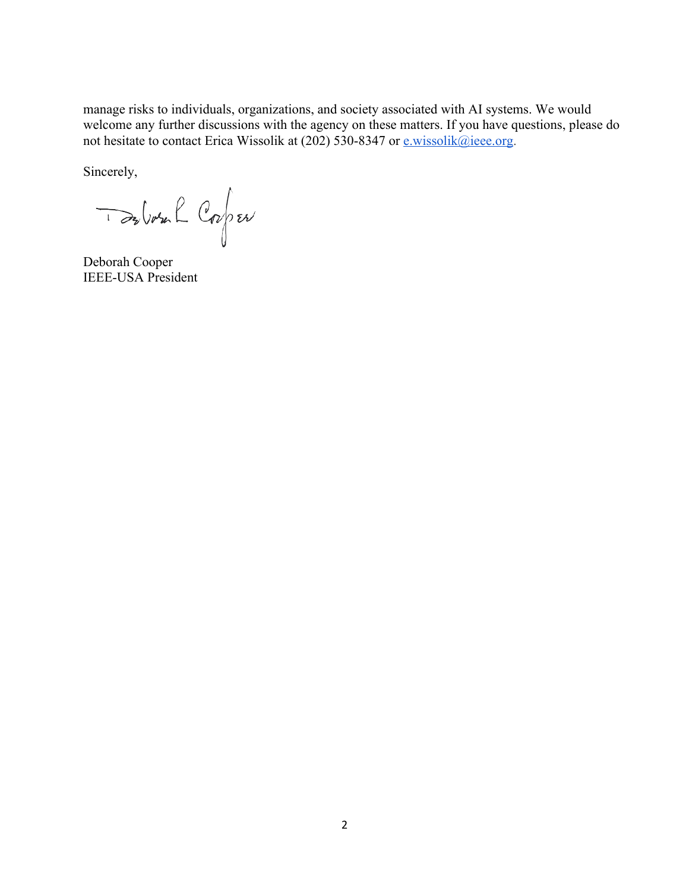manage risks to individuals, organizations, and society associated with AI systems. We would welcome any further discussions with the agency on these matters. If you have questions, please do not hesitate to contact Erica Wissolik at (202) 530-8347 or e.wissolik@ieee.org.

Sincerely,

Deborah Cooper
IEEE-USA President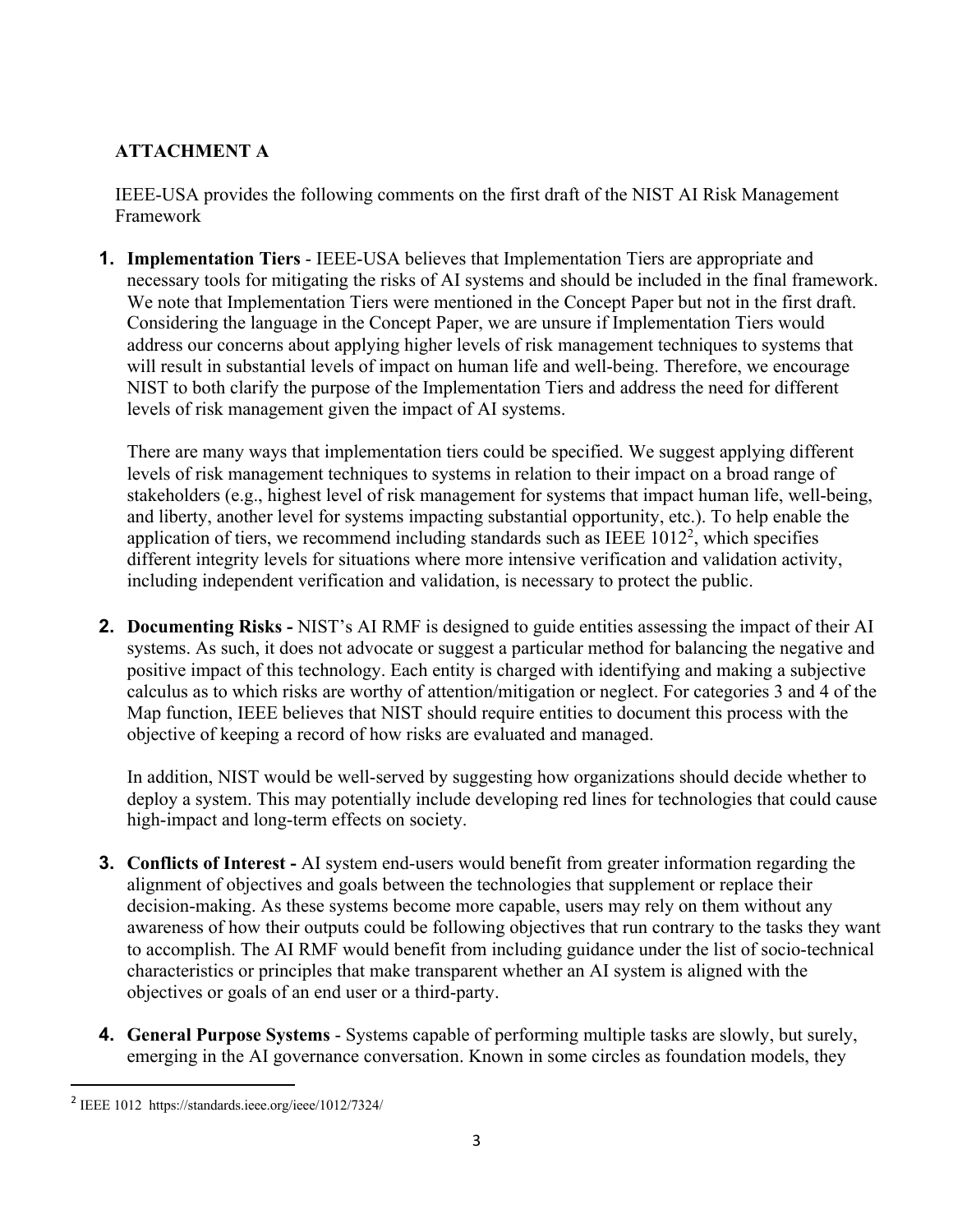## ATTACHMENT A

IEEE-USA provides the following comments on the first draft of the NIST AI Risk Management Framework

1. **Implementation Tiers** - IEEE-USA believes that Implementation Tiers are appropriate and necessary tools for mitigating the risks of AI systems and should be included in the final framework. We note that Implementation Tiers were mentioned in the Concept Paper but not in the first draft. Considering the language in the Concept Paper, we are unsure if Implementation Tiers would address our concerns about applying higher levels of risk management techniques to systems that will result in substantial levels of impact on human life and well-being. Therefore, we encourage NIST to both clarify the purpose of the Implementation Tiers and address the need for different levels of risk management given the impact of AI systems.

   There are many ways that implementation tiers could be specified. We suggest applying different levels of risk management techniques to systems in relation to their impact on a broad range of stakeholders (e.g., highest level of risk management for systems that impact human life, well-being, and liberty, another level for systems impacting substantial opportunity, etc.). To help enable the application of tiers, we recommend including standards such as IEEE 1012[2], which specifies different integrity levels for situations where more intensive verification and validation activity, including independent verification and validation, is necessary to protect the public.

2. **Documenting Risks -** NIST's AI RMF is designed to guide entities assessing the impact of their AI systems. As such, it does not advocate or suggest a particular method for balancing the negative and positive impact of this technology. Each entity is charged with identifying and making a subjective calculus as to which risks are worthy of attention/mitigation or neglect. For categories 3 and 4 of the Map function, IEEE believes that NIST should require entities to document this process with the objective of keeping a record of how risks are evaluated and managed.

   In addition, NIST would be well-served by suggesting how organizations should decide whether to deploy a system. This may potentially include developing red lines for technologies that could cause high-impact and long-term effects on society.

3. **Conflicts of Interest -** AI system end-users would benefit from greater information regarding the alignment of objectives and goals between the technologies that supplement or replace their decision-making. As these systems become more capable, users may rely on them without any awareness of how their outputs could be following objectives that run contrary to the tasks they want to accomplish. The AI RMF would benefit from including guidance under the list of socio-technical characteristics or principles that make transparent whether an AI system is aligned with the objectives or goals of an end user or a third-party.

4. **General Purpose Systems** - Systems capable of performing multiple tasks are slowly, but surely, emerging in the AI governance conversation. Known in some circles as foundation models, they

[2] IEEE 1012 https://standards.ieee.org/ieee/1012/7324/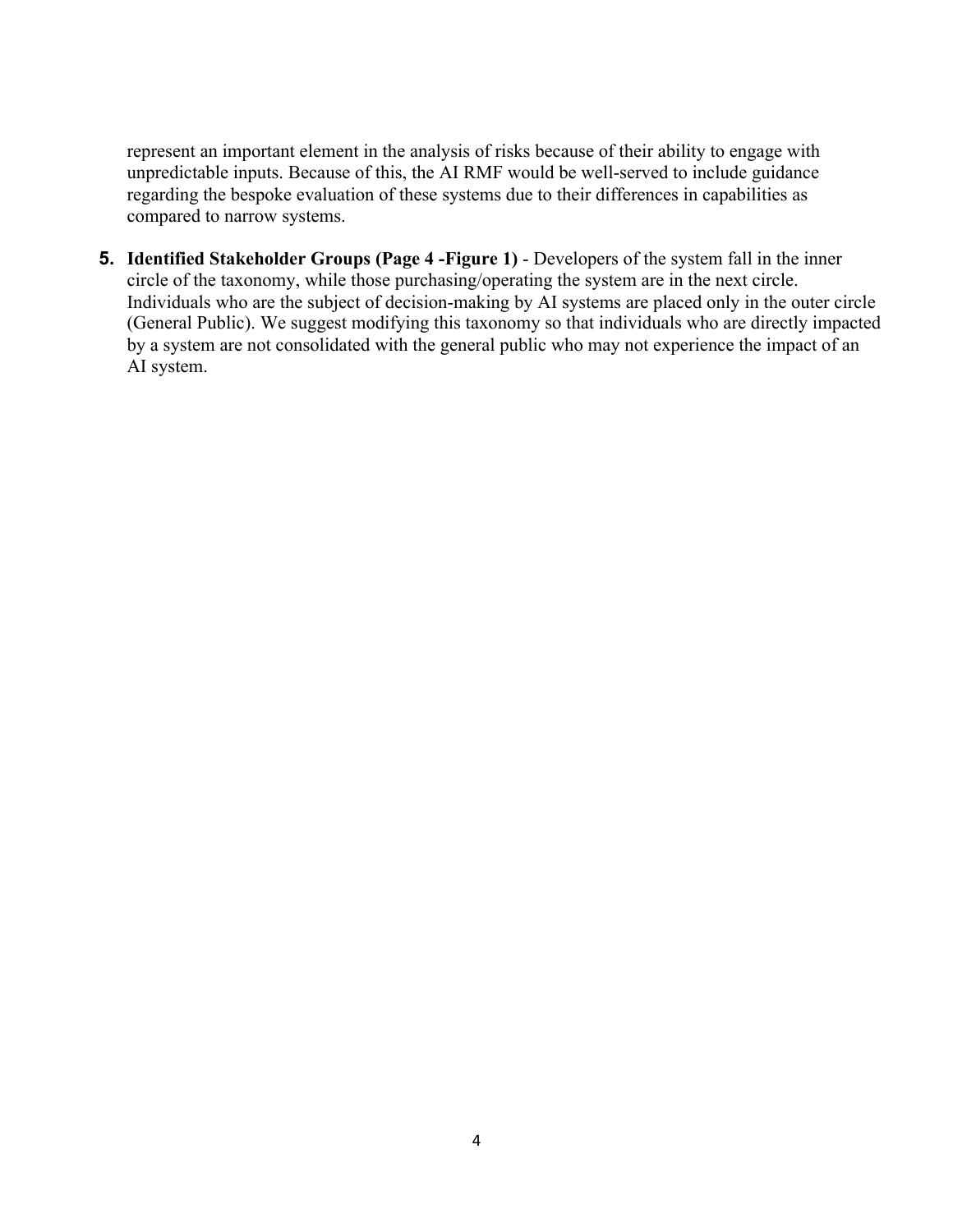represent an important element in the analysis of risks because of their ability to engage with unpredictable inputs. Because of this, the AI RMF would be well-served to include guidance regarding the bespoke evaluation of these systems due to their differences in capabilities as compared to narrow systems.

5. **Identified Stakeholder Groups (Page 4 -Figure 1)** - Developers of the system fall in the inner circle of the taxonomy, while those purchasing/operating the system are in the next circle. Individuals who are the subject of decision-making by AI systems are placed only in the outer circle (General Public). We suggest modifying this taxonomy so that individuals who are directly impacted by a system are not consolidated with the general public who may not experience the impact of an AI system.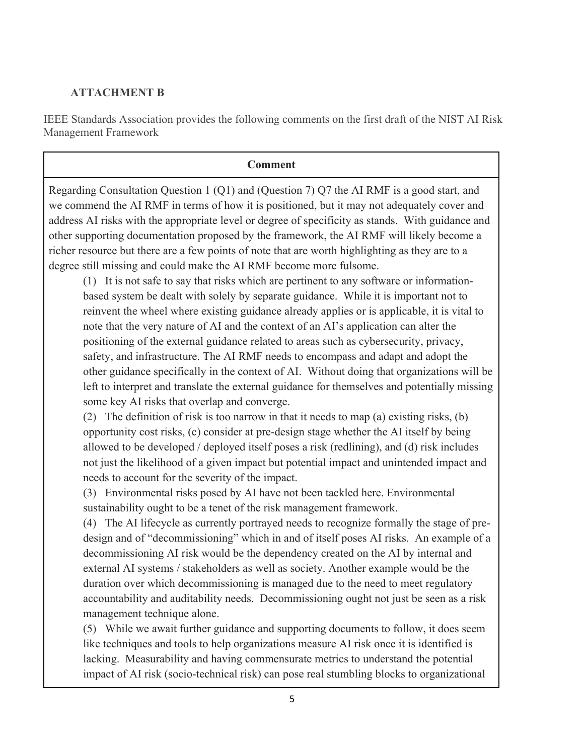**ATTACHMENT B**

IEEE Standards Association provides the following comments on the first draft of the NIST AI Risk Management Framework

| Comment |
| --- |
| Regarding Consultation Question 1 (Q1) and (Question 7) Q7 the AI RMF is a good start, and we commend the AI RMF in terms of how it is positioned, but it may not adequately cover and address AI risks with the appropriate level or degree of specificity as stands. With guidance and other supporting documentation proposed by the framework, the AI RMF will likely become a richer resource but there are a few points of note that are worth highlighting as they are to a degree still missing and could make the AI RMF become more fulsome. <br><br> (1) It is not safe to say that risks which are pertinent to any software or information-based system be dealt with solely by separate guidance. While it is important not to reinvent the wheel where existing guidance already applies or is applicable, it is vital to note that the very nature of AI and the context of an AI's application can alter the positioning of the external guidance related to areas such as cybersecurity, privacy, safety, and infrastructure. The AI RMF needs to encompass and adapt and adopt the other guidance specifically in the context of AI. Without doing that organizations will be left to interpret and translate the external guidance for themselves and potentially missing some key AI risks that overlap and converge. <br><br> (2) The definition of risk is too narrow in that it needs to map (a) existing risks, (b) opportunity cost risks, (c) consider at pre-design stage whether the AI itself by being allowed to be developed / deployed itself poses a risk (redlining), and (d) risk includes not just the likelihood of a given impact but potential impact and unintended impact and needs to account for the severity of the impact. <br><br> (3) Environmental risks posed by AI have not been tackled here. Environmental sustainability ought to be a tenet of the risk management framework. <br><br> (4) The AI lifecycle as currently portrayed needs to recognize formally the stage of pre-design and of "decommissioning" which in and of itself poses AI risks. An example of a decommissioning AI risk would be the dependency created on the AI by internal and external AI systems / stakeholders as well as society. Another example would be the duration over which decommissioning is managed due to the need to meet regulatory accountability and auditability needs. Decommissioning ought not just be seen as a risk management technique alone. <br><br> (5) While we await further guidance and supporting documents to follow, it does seem like techniques and tools to help organizations measure AI risk once it is identified is lacking. Measurability and having commensurate metrics to understand the potential impact of AI risk (socio-technical risk) can pose real stumbling blocks to organizational |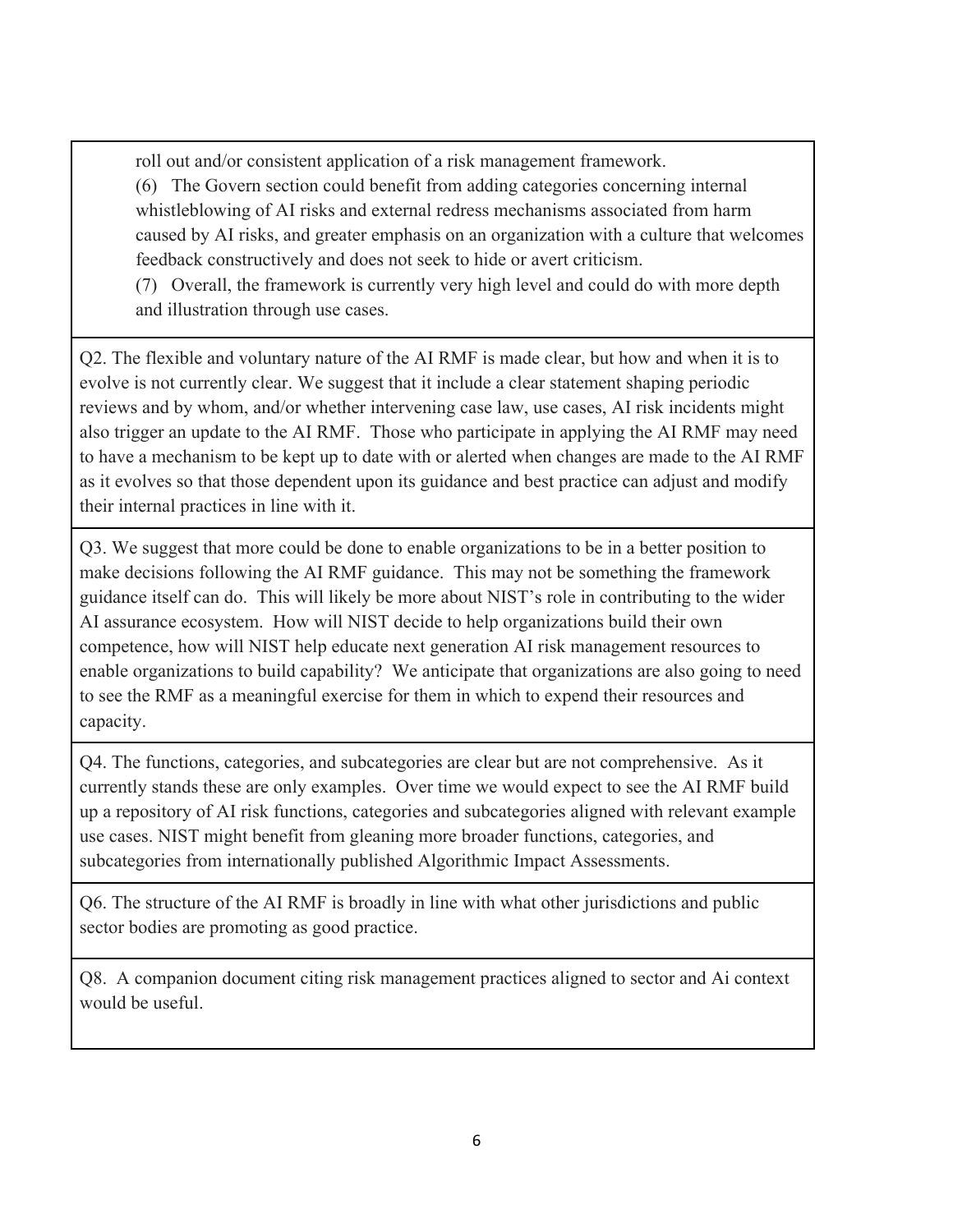roll out and/or consistent application of a risk management framework.

(6) The Govern section could benefit from adding categories concerning internal whistleblowing of AI risks and external redress mechanisms associated from harm caused by AI risks, and greater emphasis on an organization with a culture that welcomes feedback constructively and does not seek to hide or avert criticism.

(7) Overall, the framework is currently very high level and could do with more depth and illustration through use cases.

Q2. The flexible and voluntary nature of the AI RMF is made clear, but how and when it is to evolve is not currently clear. We suggest that it include a clear statement shaping periodic reviews and by whom, and/or whether intervening case law, use cases, AI risk incidents might also trigger an update to the AI RMF. Those who participate in applying the AI RMF may need to have a mechanism to be kept up to date with or alerted when changes are made to the AI RMF as it evolves so that those dependent upon its guidance and best practice can adjust and modify their internal practices in line with it.

Q3. We suggest that more could be done to enable organizations to be in a better position to make decisions following the AI RMF guidance. This may not be something the framework guidance itself can do. This will likely be more about NIST's role in contributing to the wider AI assurance ecosystem. How will NIST decide to help organizations build their own competence, how will NIST help educate next generation AI risk management resources to enable organizations to build capability? We anticipate that organizations are also going to need to see the RMF as a meaningful exercise for them in which to expend their resources and capacity.

Q4. The functions, categories, and subcategories are clear but are not comprehensive. As it currently stands these are only examples. Over time we would expect to see the AI RMF build up a repository of AI risk functions, categories and subcategories aligned with relevant example use cases. NIST might benefit from gleaning more broader functions, categories, and subcategories from internationally published Algorithmic Impact Assessments.

Q6. The structure of the AI RMF is broadly in line with what other jurisdictions and public sector bodies are promoting as good practice.

Q8. A companion document citing risk management practices aligned to sector and Ai context would be useful.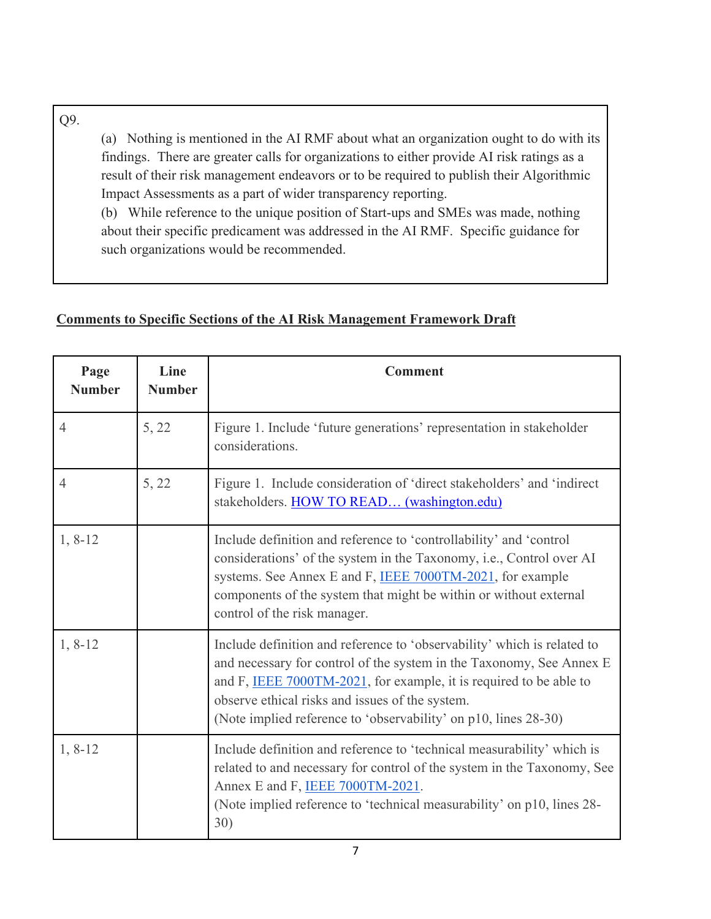Q9.

(a) Nothing is mentioned in the AI RMF about what an organization ought to do with its findings. There are greater calls for organizations to either provide AI risk ratings as a result of their risk management endeavors or to be required to publish their Algorithmic Impact Assessments as a part of wider transparency reporting.

(b) While reference to the unique position of Start-ups and SMEs was made, nothing about their specific predicament was addressed in the AI RMF. Specific guidance for such organizations would be recommended.

**Comments to Specific Sections of the AI Risk Management Framework Draft**

| Page Number | Line Number | Comment |
|---|---|---|
| 4 | 5, 22 | Figure 1. Include 'future generations' representation in stakeholder considerations. |
| 4 | 5, 22 | Figure 1. Include consideration of 'direct stakeholders' and 'indirect stakeholders. [HOW TO READ… (washington.edu)](washington.edu) |
| 1, 8-12 | | Include definition and reference to 'controllability' and 'control considerations' of the system in the Taxonomy, i.e., Control over AI systems. See Annex E and F, IEEE 7000TM-2021, for example components of the system that might be within or without external control of the risk manager. |
| 1, 8-12 | | Include definition and reference to 'observability' which is related to and necessary for control of the system in the Taxonomy, See Annex E and F, IEEE 7000TM-2021, for example, it is required to be able to observe ethical risks and issues of the system.<br>(Note implied reference to 'observability' on p10, lines 28-30) |
| 1, 8-12 | | Include definition and reference to 'technical measurability' which is related to and necessary for control of the system in the Taxonomy, See Annex E and F, IEEE 7000TM-2021.<br>(Note implied reference to 'technical measurability' on p10, lines 28-30) |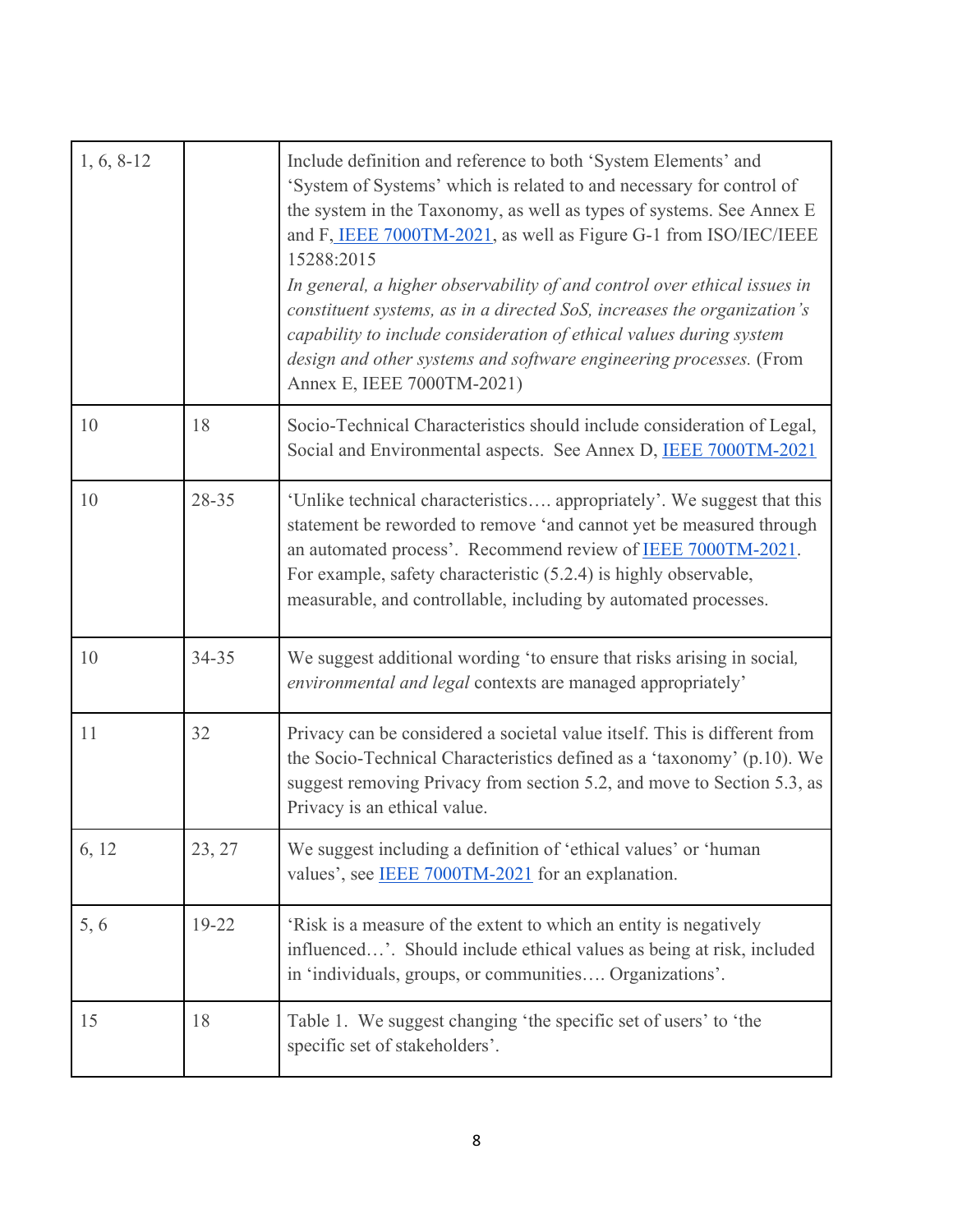| | | |
|---|---|---|
| 1, 6, 8-12 | | Include definition and reference to both 'System Elements' and 'System of Systems' which is related to and necessary for control of the system in the Taxonomy, as well as types of systems. See Annex E and F, IEEE 7000TM-2021, as well as Figure G-1 from ISO/IEC/IEEE 15288:2015<br>*In general, a higher observability of and control over ethical issues in constituent systems, as in a directed SoS, increases the organization's capability to include consideration of ethical values during system design and other systems and software engineering processes.* (From Annex E, IEEE 7000TM-2021) |
| 10 | 18 | Socio-Technical Characteristics should include consideration of Legal, Social and Environmental aspects. See Annex D, IEEE 7000TM-2021 |
| 10 | 28-35 | 'Unlike technical characteristics…. appropriately'. We suggest that this statement be reworded to remove 'and cannot yet be measured through an automated process'. Recommend review of IEEE 7000TM-2021. For example, safety characteristic (5.2.4) is highly observable, measurable, and controllable, including by automated processes. |
| 10 | 34-35 | We suggest additional wording 'to ensure that risks arising in social*, environmental and legal* contexts are managed appropriately' |
| 11 | 32 | Privacy can be considered a societal value itself. This is different from the Socio-Technical Characteristics defined as a 'taxonomy' (p.10). We suggest removing Privacy from section 5.2, and move to Section 5.3, as Privacy is an ethical value. |
| 6, 12 | 23, 27 | We suggest including a definition of 'ethical values' or 'human values', see IEEE 7000TM-2021 for an explanation. |
| 5, 6 | 19-22 | 'Risk is a measure of the extent to which an entity is negatively influenced…'. Should include ethical values as being at risk, included in 'individuals, groups, or communities…. Organizations'. |
| 15 | 18 | Table 1. We suggest changing 'the specific set of users' to 'the specific set of stakeholders'. |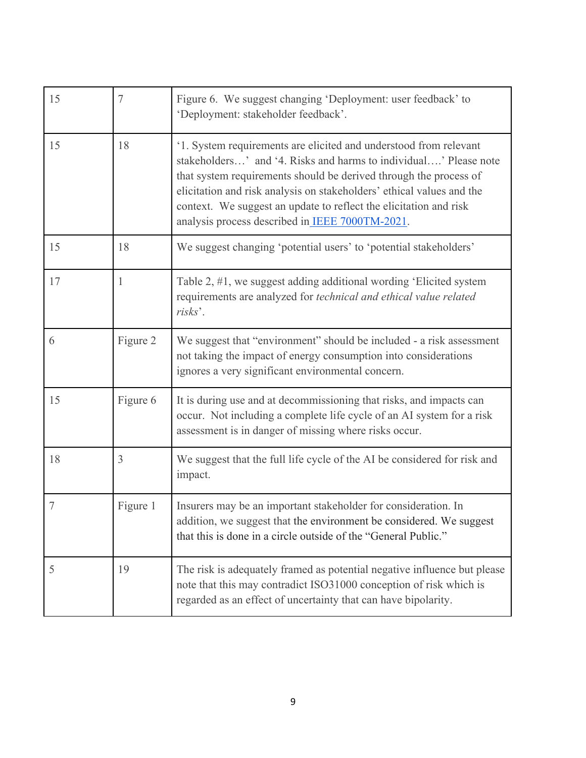| 15 | 7 | Figure 6. We suggest changing 'Deployment: user feedback' to 'Deployment: stakeholder feedback'. |
|---|---|---|
| 15 | 18 | '1. System requirements are elicited and understood from relevant stakeholders…' and '4. Risks and harms to individual….' Please note that system requirements should be derived through the process of elicitation and risk analysis on stakeholders' ethical values and the context. We suggest an update to reflect the elicitation and risk analysis process described in IEEE 7000TM-2021. |
| 15 | 18 | We suggest changing 'potential users' to 'potential stakeholders' |
| 17 | 1 | Table 2, #1, we suggest adding additional wording 'Elicited system requirements are analyzed for *technical and ethical value related risks*'. |
| 6 | Figure 2 | We suggest that "environment" should be included - a risk assessment not taking the impact of energy consumption into considerations ignores a very significant environmental concern. |
| 15 | Figure 6 | It is during use and at decommissioning that risks, and impacts can occur. Not including a complete life cycle of an AI system for a risk assessment is in danger of missing where risks occur. |
| 18 | 3 | We suggest that the full life cycle of the AI be considered for risk and impact. |
| 7 | Figure 1 | Insurers may be an important stakeholder for consideration. In addition, we suggest that the environment be considered. We suggest that this is done in a circle outside of the "General Public." |
| 5 | 19 | The risk is adequately framed as potential negative influence but please note that this may contradict ISO31000 conception of risk which is regarded as an effect of uncertainty that can have bipolarity. |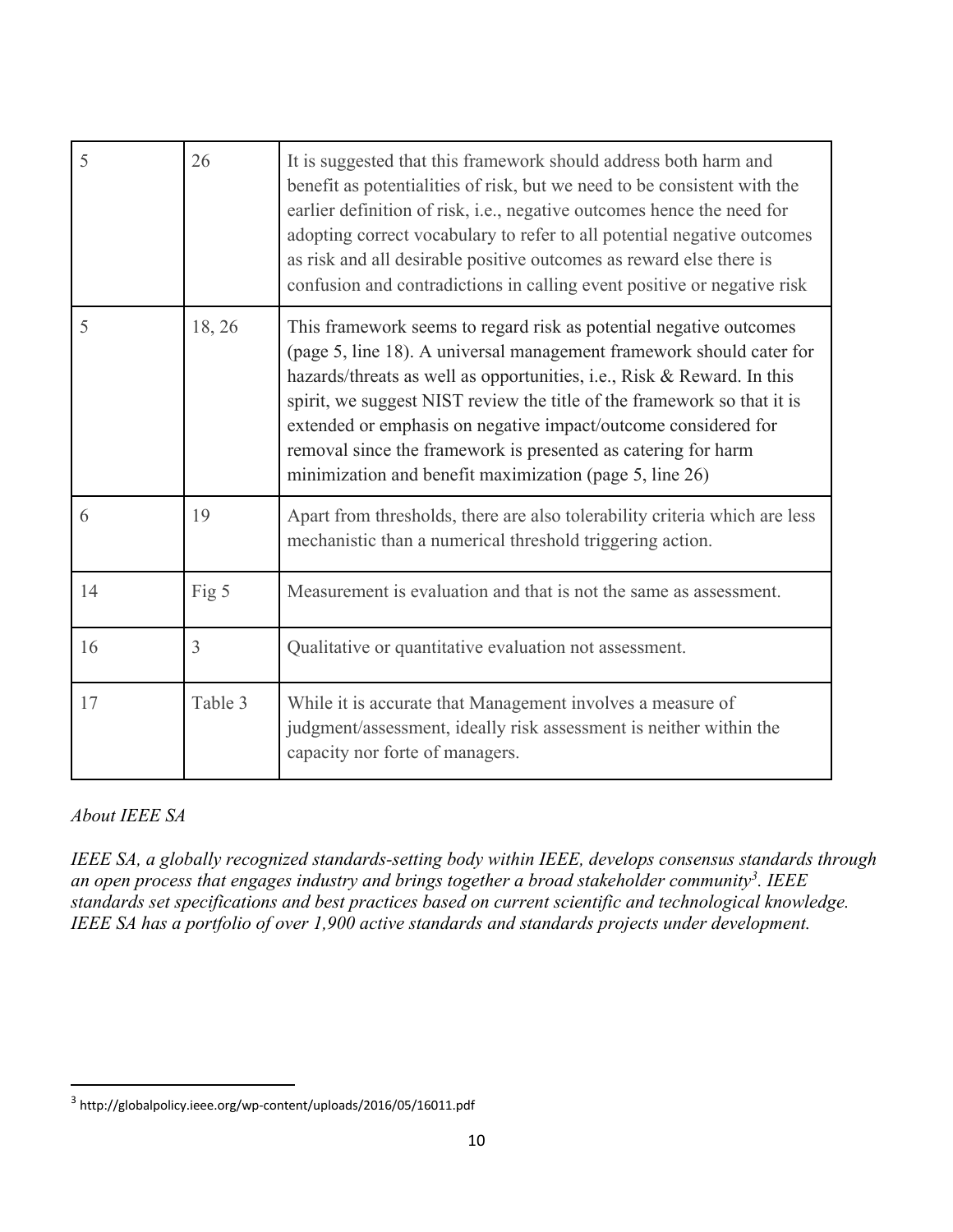| | | |
|---|---|---|
| 5 | 26 | It is suggested that this framework should address both harm and benefit as potentialities of risk, but we need to be consistent with the earlier definition of risk, i.e., negative outcomes hence the need for adopting correct vocabulary to refer to all potential negative outcomes as risk and all desirable positive outcomes as reward else there is confusion and contradictions in calling event positive or negative risk |
| 5 | 18, 26 | This framework seems to regard risk as potential negative outcomes (page 5, line 18). A universal management framework should cater for hazards/threats as well as opportunities, i.e., Risk & Reward. In this spirit, we suggest NIST review the title of the framework so that it is extended or emphasis on negative impact/outcome considered for removal since the framework is presented as catering for harm minimization and benefit maximization (page 5, line 26) |
| 6 | 19 | Apart from thresholds, there are also tolerability criteria which are less mechanistic than a numerical threshold triggering action. |
| 14 | Fig 5 | Measurement is evaluation and that is not the same as assessment. |
| 16 | 3 | Qualitative or quantitative evaluation not assessment. |
| 17 | Table 3 | While it is accurate that Management involves a measure of judgment/assessment, ideally risk assessment is neither within the capacity nor forte of managers. |

*About IEEE SA*

*IEEE SA, a globally recognized standards-setting body within IEEE, develops consensus standards through an open process that engages industry and brings together a broad stakeholder community[3]. IEEE standards set specifications and best practices based on current scientific and technological knowledge. IEEE SA has a portfolio of over 1,900 active standards and standards projects under development.*

[3] http://globalpolicy.ieee.org/wp-content/uploads/2016/05/16011.pdf